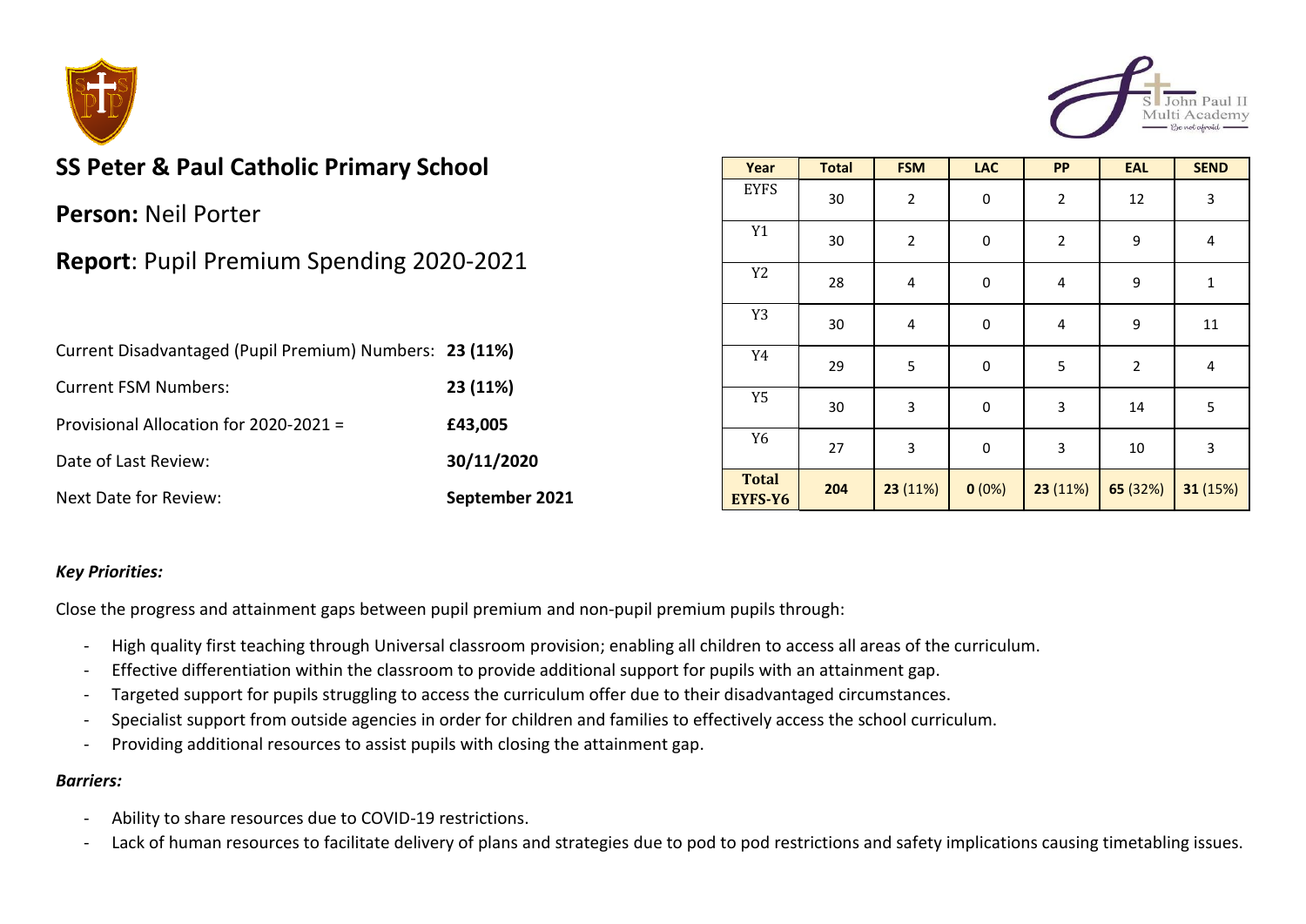# SS Peter & Paul Catholic Primary School

**Person:** Neil Porter

**Report**: Pupil Premium Spending 2020-2021

| | |
|---|---|
| Current Disadvantaged (Pupil Premium) Numbers: | **23 (11%)** |
| Current FSM Numbers: | **23 (11%)** |
| Provisional Allocation for 2020-2021 = | **£43,005** |
| Date of Last Review: | **30/11/2020** |
| Next Date for Review: | **September 2021** |

| Year | Total | FSM | LAC | PP | EAL | SEND |
|---|---|---|---|---|---|---|
| EYFS | 30 | 2 | 0 | 2 | 12 | 3 |
| Y1 | 30 | 2 | 0 | 2 | 9 | 4 |
| Y2 | 28 | 4 | 0 | 4 | 9 | 1 |
| Y3 | 30 | 4 | 0 | 4 | 9 | 11 |
| Y4 | 29 | 5 | 0 | 5 | 2 | 4 |
| Y5 | 30 | 3 | 0 | 3 | 14 | 5 |
| Y6 | 27 | 3 | 0 | 3 | 10 | 3 |
| **Total EYFS-Y6** | **204** | **23** (11%) | **0** (0%) | **23** (11%) | **65** (32%) | **31** (15%) |

### *Key Priorities:*

Close the progress and attainment gaps between pupil premium and non-pupil premium pupils through:

- High quality first teaching through Universal classroom provision; enabling all children to access all areas of the curriculum.
- Effective differentiation within the classroom to provide additional support for pupils with an attainment gap.
- Targeted support for pupils struggling to access the curriculum offer due to their disadvantaged circumstances.
- Specialist support from outside agencies in order for children and families to effectively access the school curriculum.
- Providing additional resources to assist pupils with closing the attainment gap.

### *Barriers:*

- Ability to share resources due to COVID-19 restrictions.
- Lack of human resources to facilitate delivery of plans and strategies due to pod to pod restrictions and safety implications causing timetabling issues.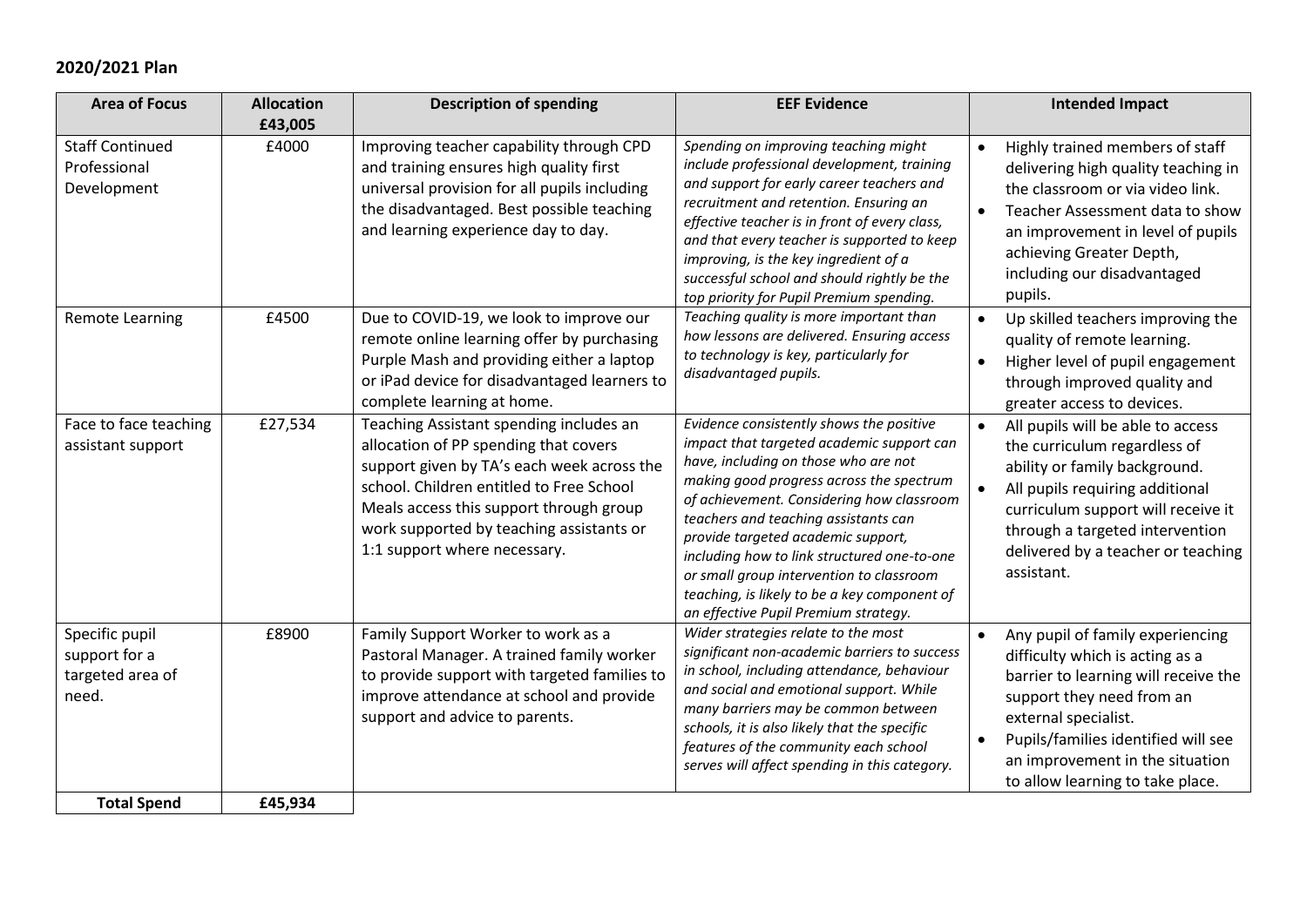## 2020/2021 Plan

| Area of Focus | Allocation £43,005 | Description of spending | EEF Evidence | Intended Impact |
|---|---|---|---|---|
| Staff Continued Professional Development | £4000 | Improving teacher capability through CPD and training ensures high quality first universal provision for all pupils including the disadvantaged. Best possible teaching and learning experience day to day. | *Spending on improving teaching might include professional development, training and support for early career teachers and recruitment and retention. Ensuring an effective teacher is in front of every class, and that every teacher is supported to keep improving, is the key ingredient of a successful school and should rightly be the top priority for Pupil Premium spending.* | • Highly trained members of staff delivering high quality teaching in the classroom or via video link.<br>• Teacher Assessment data to show an improvement in level of pupils achieving Greater Depth, including our disadvantaged pupils. |
| Remote Learning | £4500 | Due to COVID-19, we look to improve our remote online learning offer by purchasing Purple Mash and providing either a laptop or iPad device for disadvantaged learners to complete learning at home. | *Teaching quality is more important than how lessons are delivered. Ensuring access to technology is key, particularly for disadvantaged pupils.* | • Up skilled teachers improving the quality of remote learning.<br>• Higher level of pupil engagement through improved quality and greater access to devices. |
| Face to face teaching assistant support | £27,534 | Teaching Assistant spending includes an allocation of PP spending that covers support given by TA's each week across the school. Children entitled to Free School Meals access this support through group work supported by teaching assistants or 1:1 support where necessary. | *Evidence consistently shows the positive impact that targeted academic support can have, including on those who are not making good progress across the spectrum of achievement. Considering how classroom teachers and teaching assistants can provide targeted academic support, including how to link structured one-to-one or small group intervention to classroom teaching, is likely to be a key component of an effective Pupil Premium strategy.* | • All pupils will be able to access the curriculum regardless of ability or family background.<br>• All pupils requiring additional curriculum support will receive it through a targeted intervention delivered by a teacher or teaching assistant. |
| Specific pupil support for a targeted area of need. | £8900 | Family Support Worker to work as a Pastoral Manager. A trained family worker to provide support with targeted families to improve attendance at school and provide support and advice to parents. | *Wider strategies relate to the most significant non-academic barriers to success in school, including attendance, behaviour and social and emotional support. While many barriers may be common between schools, it is also likely that the specific features of the community each school serves will affect spending in this category.* | • Any pupil of family experiencing difficulty which is acting as a barrier to learning will receive the support they need from an external specialist.<br>• Pupils/families identified will see an improvement in the situation to allow learning to take place. |
| **Total Spend** | **£45,934** | | | |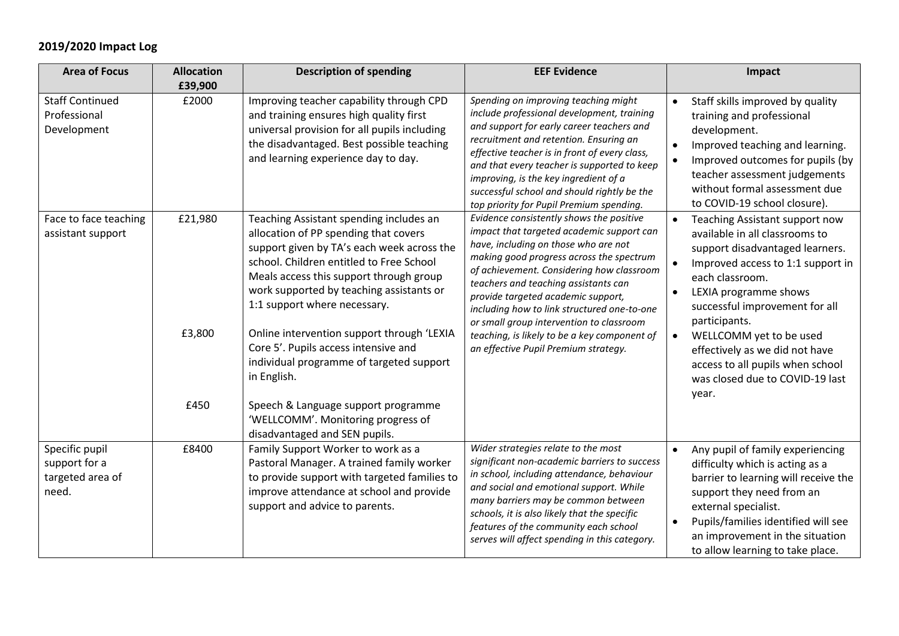## 2019/2020 Impact Log

| Area of Focus | Allocation £39,900 | Description of spending | EEF Evidence | Impact |
|---|---|---|---|---|
| Staff Continued Professional Development | £2000 | Improving teacher capability through CPD and training ensures high quality first universal provision for all pupils including the disadvantaged. Best possible teaching and learning experience day to day. | *Spending on improving teaching might include professional development, training and support for early career teachers and recruitment and retention. Ensuring an effective teacher is in front of every class, and that every teacher is supported to keep improving, is the key ingredient of a successful school and should rightly be the top priority for Pupil Premium spending.* | • Staff skills improved by quality training and professional development.<br>• Improved teaching and learning.<br>• Improved outcomes for pupils (by teacher assessment judgements without formal assessment due to COVID-19 school closure). |
| Face to face teaching assistant support | £21,980<br><br>£3,800<br><br>£450 | Teaching Assistant spending includes an allocation of PP spending that covers support given by TA's each week across the school. Children entitled to Free School Meals access this support through group work supported by teaching assistants or 1:1 support where necessary.<br><br>Online intervention support through 'LEXIA Core 5'. Pupils access intensive and individual programme of targeted support in English.<br><br>Speech & Language support programme 'WELLCOMM'. Monitoring progress of disadvantaged and SEN pupils. | *Evidence consistently shows the positive impact that targeted academic support can have, including on those who are not making good progress across the spectrum of achievement. Considering how classroom teachers and teaching assistants can provide targeted academic support, including how to link structured one-to-one or small group intervention to classroom teaching, is likely to be a key component of an effective Pupil Premium strategy.* | • Teaching Assistant support now available in all classrooms to support disadvantaged learners.<br>• Improved access to 1:1 support in each classroom.<br>• LEXIA programme shows successful improvement for all participants.<br>• WELLCOMM yet to be used effectively as we did not have access to all pupils when school was closed due to COVID-19 last year. |
| Specific pupil support for a targeted area of need. | £8400 | Family Support Worker to work as a Pastoral Manager. A trained family worker to provide support with targeted families to improve attendance at school and provide support and advice to parents. | *Wider strategies relate to the most significant non-academic barriers to success in school, including attendance, behaviour and social and emotional support. While many barriers may be common between schools, it is also likely that the specific features of the community each school serves will affect spending in this category.* | • Any pupil of family experiencing difficulty which is acting as a barrier to learning will receive the support they need from an external specialist.<br>• Pupils/families identified will see an improvement in the situation to allow learning to take place. |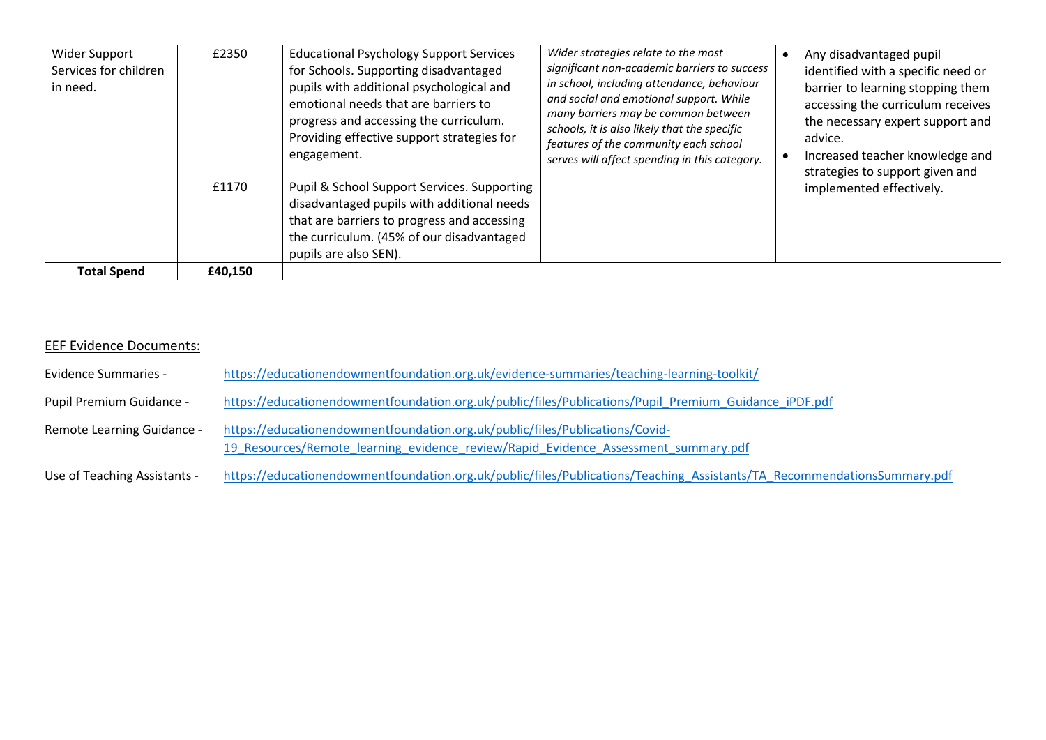| | | | | |
|---|---|---|---|---|
| Wider Support Services for children in need. | £2350 | Educational Psychology Support Services for Schools. Supporting disadvantaged pupils with additional psychological and emotional needs that are barriers to progress and accessing the curriculum. Providing effective support strategies for engagement. | *Wider strategies relate to the most significant non-academic barriers to success in school, including attendance, behaviour and social and emotional support. While many barriers may be common between schools, it is also likely that the specific features of the community each school serves will affect spending in this category.* | • Any disadvantaged pupil identified with a specific need or barrier to learning stopping them accessing the curriculum receives the necessary expert support and advice.<br>• Increased teacher knowledge and strategies to support given and implemented effectively. |
| | £1170 | Pupil & School Support Services. Supporting disadvantaged pupils with additional needs that are barriers to progress and accessing the curriculum. (45% of our disadvantaged pupils are also SEN). | | |
| **Total Spend** | **£40,150** | | | |

## EEF Evidence Documents:

Evidence Summaries - https://educationendowmentfoundation.org.uk/evidence-summaries/teaching-learning-toolkit/

Pupil Premium Guidance - https://educationendowmentfoundation.org.uk/public/files/Publications/Pupil_Premium_Guidance_iPDF.pdf

Remote Learning Guidance - https://educationendowmentfoundation.org.uk/public/files/Publications/Covid-19_Resources/Remote_learning_evidence_review/Rapid_Evidence_Assessment_summary.pdf

Use of Teaching Assistants - https://educationendowmentfoundation.org.uk/public/files/Publications/Teaching_Assistants/TA_RecommendationsSummary.pdf